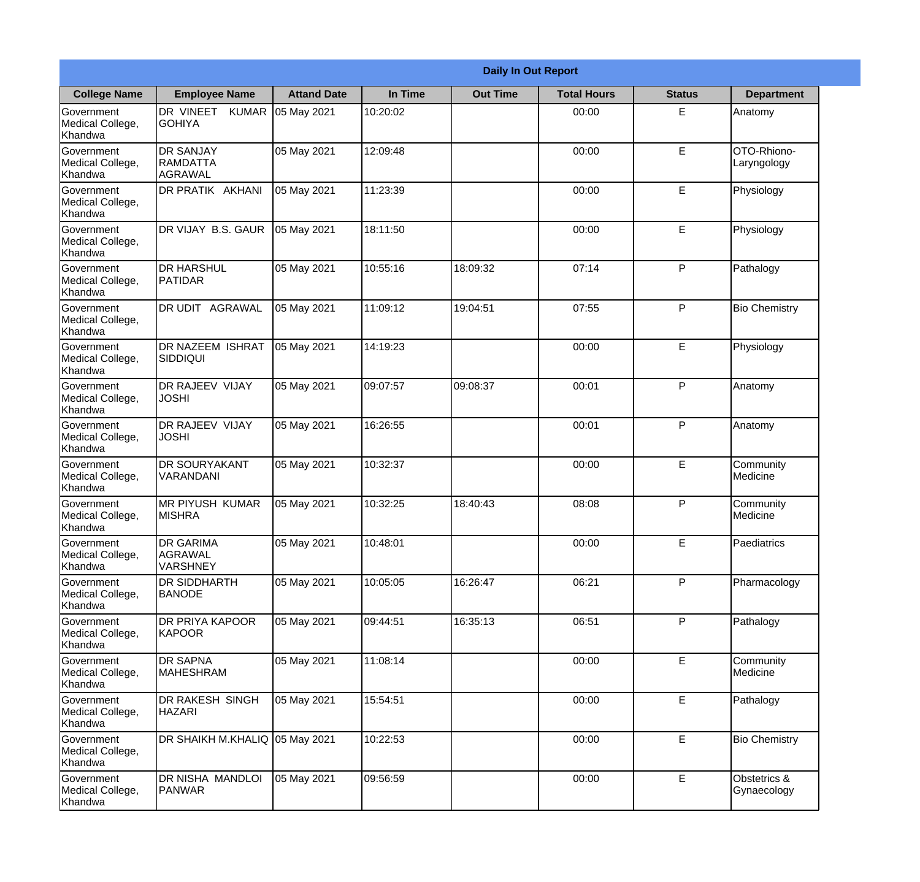**Daily In Out Report**

| College Name | Employee Name | Attand Date | In Time | Out Time | Total Hours | Status | Department |
|---|---|---|---|---|---|---|---|
| Government Medical College, Khandwa | DR VINEET KUMAR GOHIYA | 05 May 2021 | 10:20:02 | | 00:00 | E | Anatomy |
| Government Medical College, Khandwa | DR SANJAY RAMDATTA AGRAWAL | 05 May 2021 | 12:09:48 | | 00:00 | E | OTO-Rhiono-Laryngology |
| Government Medical College, Khandwa | DR PRATIK AKHANI | 05 May 2021 | 11:23:39 | | 00:00 | E | Physiology |
| Government Medical College, Khandwa | DR VIJAY B.S. GAUR | 05 May 2021 | 18:11:50 | | 00:00 | E | Physiology |
| Government Medical College, Khandwa | DR HARSHUL PATIDAR | 05 May 2021 | 10:55:16 | 18:09:32 | 07:14 | P | Pathalogy |
| Government Medical College, Khandwa | DR UDIT AGRAWAL | 05 May 2021 | 11:09:12 | 19:04:51 | 07:55 | P | Bio Chemistry |
| Government Medical College, Khandwa | DR NAZEEM ISHRAT SIDDIQUI | 05 May 2021 | 14:19:23 | | 00:00 | E | Physiology |
| Government Medical College, Khandwa | DR RAJEEV VIJAY JOSHI | 05 May 2021 | 09:07:57 | 09:08:37 | 00:01 | P | Anatomy |
| Government Medical College, Khandwa | DR RAJEEV VIJAY JOSHI | 05 May 2021 | 16:26:55 | | 00:01 | P | Anatomy |
| Government Medical College, Khandwa | DR SOURYAKANT VARANDANI | 05 May 2021 | 10:32:37 | | 00:00 | E | Community Medicine |
| Government Medical College, Khandwa | MR PIYUSH KUMAR MISHRA | 05 May 2021 | 10:32:25 | 18:40:43 | 08:08 | P | Community Medicine |
| Government Medical College, Khandwa | DR GARIMA AGRAWAL VARSHNEY | 05 May 2021 | 10:48:01 | | 00:00 | E | Paediatrics |
| Government Medical College, Khandwa | DR SIDDHARTH BANODE | 05 May 2021 | 10:05:05 | 16:26:47 | 06:21 | P | Pharmacology |
| Government Medical College, Khandwa | DR PRIYA KAPOOR KAPOOR | 05 May 2021 | 09:44:51 | 16:35:13 | 06:51 | P | Pathalogy |
| Government Medical College, Khandwa | DR SAPNA MAHESHRAM | 05 May 2021 | 11:08:14 | | 00:00 | E | Community Medicine |
| Government Medical College, Khandwa | DR RAKESH SINGH HAZARI | 05 May 2021 | 15:54:51 | | 00:00 | E | Pathalogy |
| Government Medical College, Khandwa | DR SHAIKH M.KHALIQ | 05 May 2021 | 10:22:53 | | 00:00 | E | Bio Chemistry |
| Government Medical College, Khandwa | DR NISHA MANDLOI PANWAR | 05 May 2021 | 09:56:59 | | 00:00 | E | Obstetrics & Gynaecology |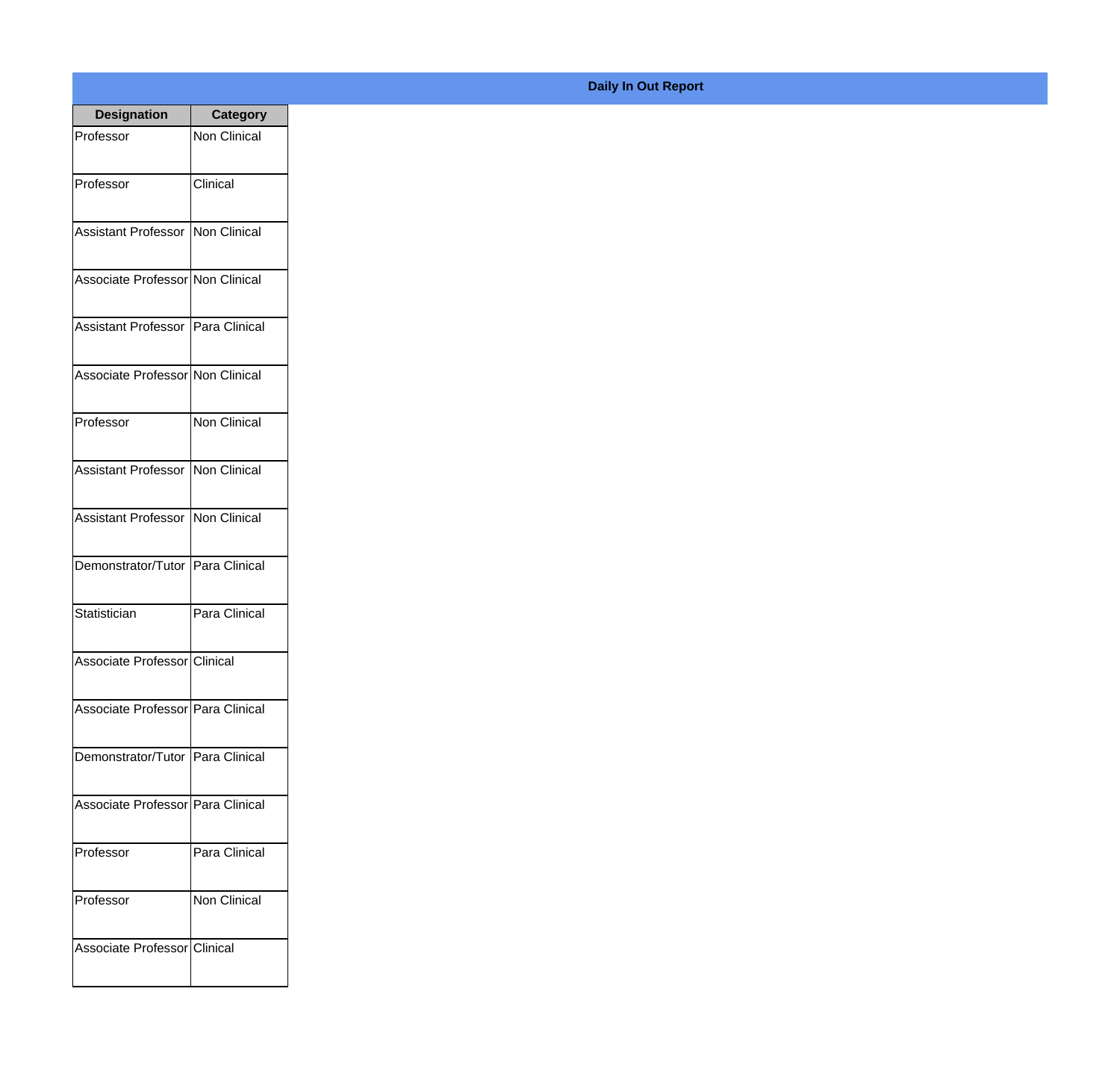## Daily In Out Report

| Designation | Category |
|---|---|
| Professor | Non Clinical |
| Professor | Clinical |
| Assistant Professor | Non Clinical |
| Associate Professor | Non Clinical |
| Assistant Professor | Para Clinical |
| Associate Professor | Non Clinical |
| Professor | Non Clinical |
| Assistant Professor | Non Clinical |
| Assistant Professor | Non Clinical |
| Demonstrator/Tutor | Para Clinical |
| Statistician | Para Clinical |
| Associate Professor | Clinical |
| Associate Professor | Para Clinical |
| Demonstrator/Tutor | Para Clinical |
| Associate Professor | Para Clinical |
| Professor | Para Clinical |
| Professor | Non Clinical |
| Associate Professor | Clinical |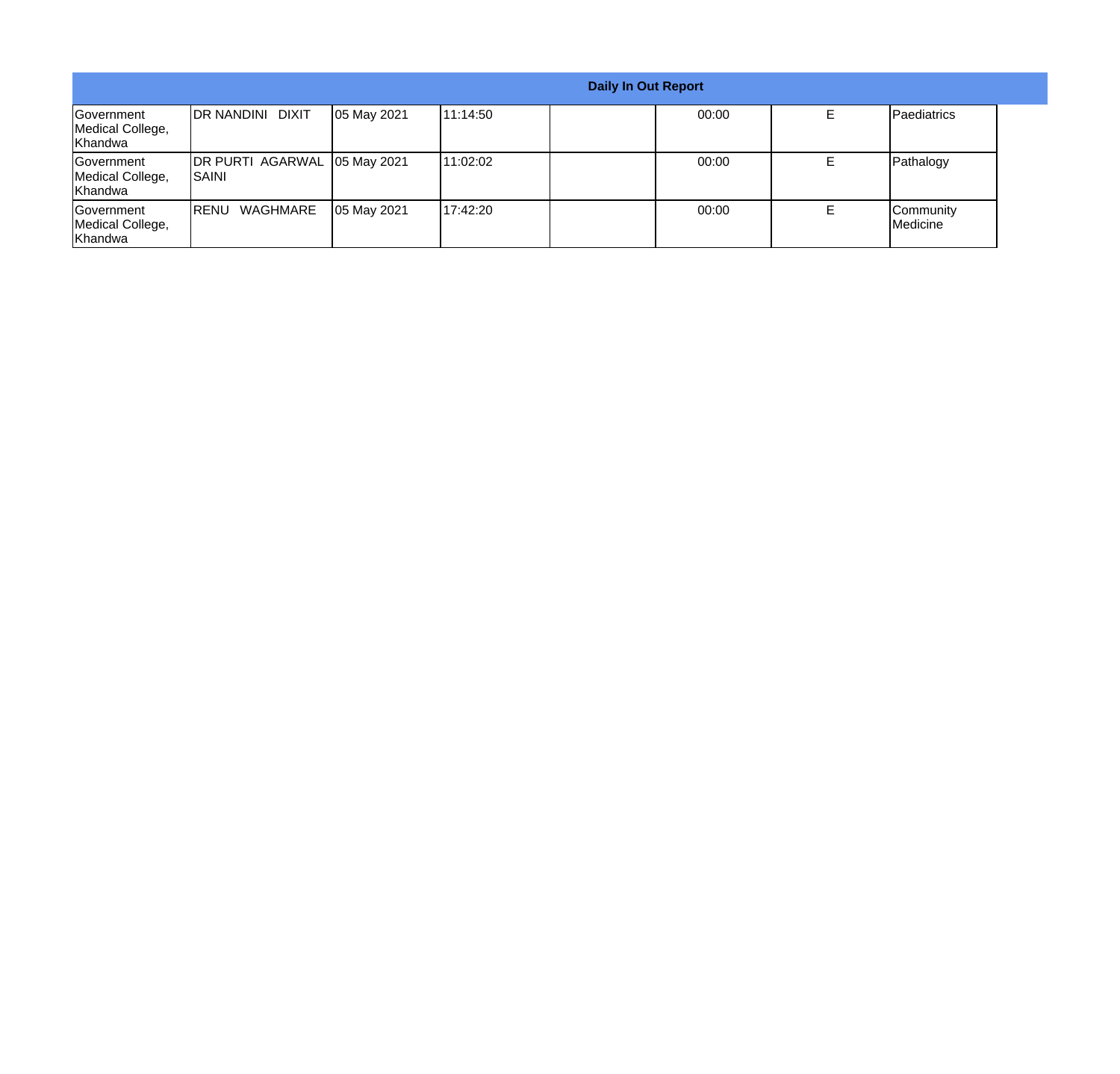| Daily In Out Report | | | | | | | |
|---|---|---|---|---|---|---|---|
| Government Medical College, Khandwa | DR NANDINI DIXIT | 05 May 2021 | 11:14:50 | | 00:00 | E | Paediatrics |
| Government Medical College, Khandwa | DR PURTI AGARWAL SAINI | 05 May 2021 | 11:02:02 | | 00:00 | E | Pathalogy |
| Government Medical College, Khandwa | RENU WAGHMARE | 05 May 2021 | 17:42:20 | | 00:00 | E | Community Medicine |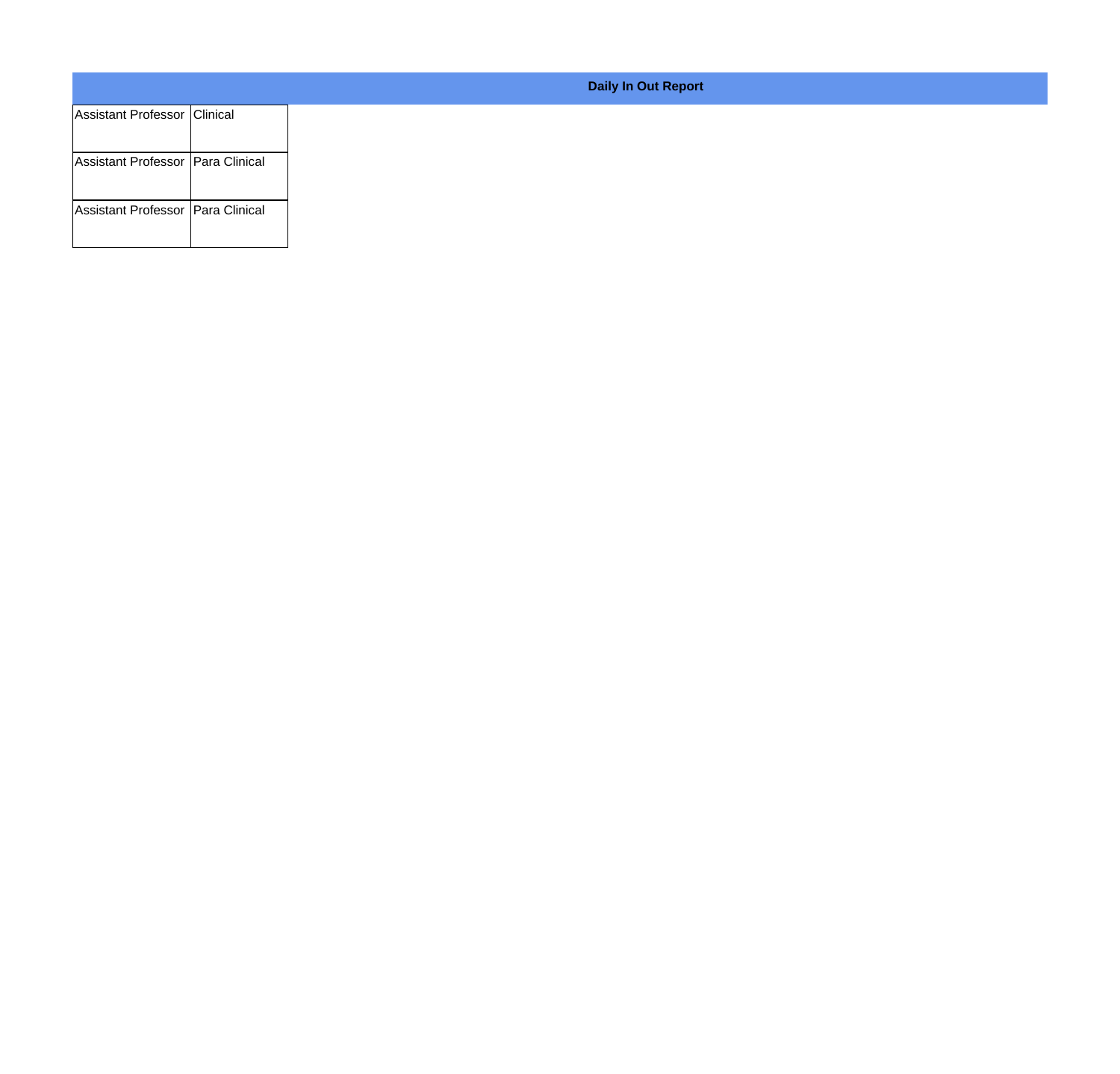Daily In Out Report

| | |
|---|---|
| Assistant Professor | Clinical |
| Assistant Professor | Para Clinical |
| Assistant Professor | Para Clinical |